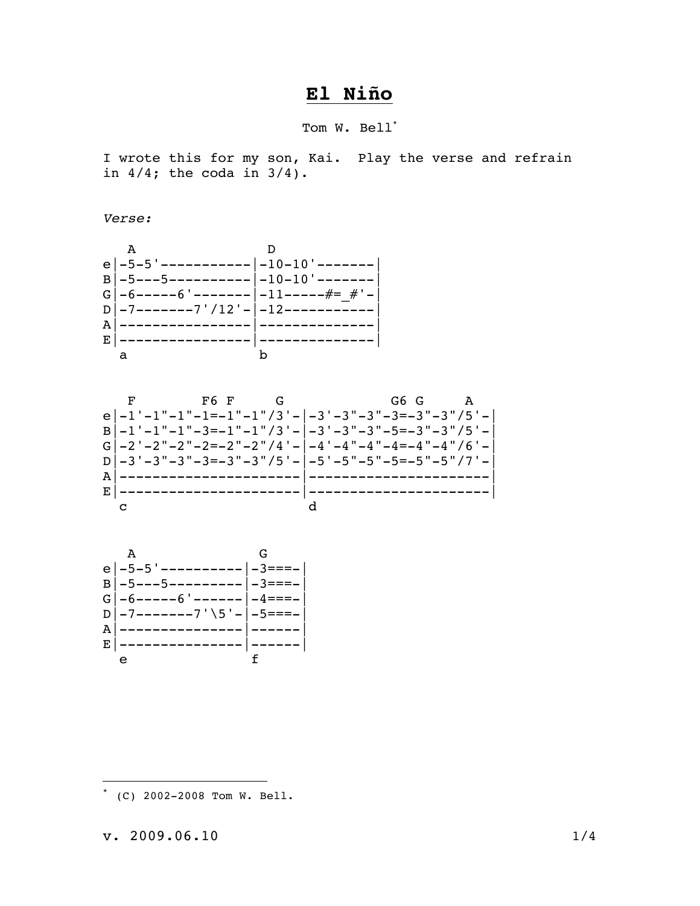# El Niño

Tom W. Bell[*]

I wrote this for my son, Kai.  Play the verse and refrain in 4/4; the coda in 3/4).

*Verse:*

```
   A                D
e|-5-5'-----------|-10-10'-------|
B|-5---5----------|-10-10'-------|
G|-6-----6'-------|-11-----#=_#'-|
D|-7-------7'/12'-|-12-----------|
A|----------------|--------------|
E|----------------|--------------|
  a                b
```

```
   F         F6 F     G                      G6  G     A
e|-1'-1"-1"-1=-1"-1"/3'-|-3'-3"-3"-3=-3"-3"/5'-|
B|-1'-1"-1"-3=-1"-1"/3'-|-3'-3"-3"-5=-3"-3"/5'-|
G|-2'-2"-2"-2=-2"-2"/4'-|-4'-4"-4"-4=-4"-4"/6'-|
D|-3'-3"-3"-3=-3"-3"/5'-|-5'-5"-5"-5=-5"-5"/7'-|
A|----------------------|----------------------|
E|----------------------|----------------------|
  c                      d
```

```
   A               G
e|-5-5'----------|-3===-|
B|-5---5---------|-3===-|
G|-6-----6'------|-4===-|
D|-7-------7'\5'-|-5===-|
A|---------------|------|
E|---------------|------|
  e               f
```

---

[*] (C) 2002-2008 Tom W. Bell.

v. 2009.06.10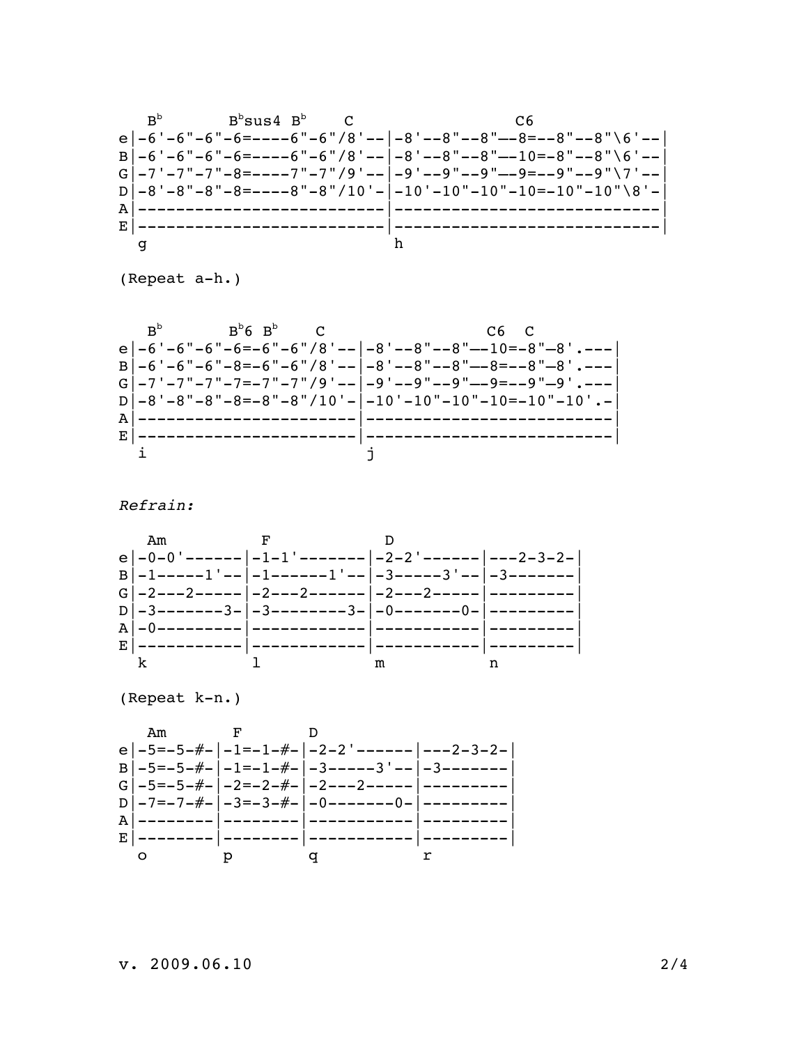```
   Bb        Bbsus4 Bb    C                    C6
e|-6'-6"-6"-6=----6"-6"/8'--|-8'--8"--8"—-8=--8"--8"\6'--|
B|-6'-6"-6"-6=----6"-6"/8'--|-8'--8"--8"—-10=-8"--8"\6'--|
G|-7'-7"-7"-8=----7"-7"/9'--|-9'--9"--9"—-9=--9"--9"\7'--|
D|-8'-8"-8"-8=----8"-8"/10'-|-10'-10"-10"-10=-10"-10"\8'-|
A|--------------------------|----------------------------|
E|--------------------------|----------------------------|
  g                          h
```

(Repeat a-h.)

```
   Bb        Bb6 Bb    C                 C6  C
e|-6'-6"-6"-6=-6"-6"/8'--|-8'--8"--8"—-10=-8"—8'.---|
B|-6'-6"-6"-8=-6"-6"/8'--|-8'--8"--8"—-8=--8"—8'.---|
G|-7'-7"-7"-7=-7"-7"/9'--|-9'--9"--9"—-9=--9"—9'.---|
D|-8'-8"-8"-8=-8"-8"/10'-|-10'-10"-10"-10=-10"-10'.-|
A|-----------------------|--------------------------|
E|-----------------------|--------------------------|
  i                       j
```

*Refrain:*

```
   Am          F            D
e|-0-0'------|-1-1'-------|-2-2'------|---2-3-2-|
B|-1-----1'--|-1------1'--|-3-----3'--|-3-------|
G|-2---2-----|-2---2------|-2---2-----|---------|
D|-3-------3-|-3--------3-|-0-------0-|---------|
A|-0---------|------------|-----------|---------|
E|-----------|------------|-----------|---------|
  k           l            m           n
```

(Repeat k-n.)

```
   Am       F        D
e|-5=-5-#-|-1=-1-#-|-2-2'------|---2-3-2-|
B|-5=-5-#-|-1=-1-#-|-3-----3'--|-3-------|
G|-5=-5-#-|-2=-2-#-|-2---2-----|---------|
D|-7=-7-#-|-3=-3-#-|-0-------0-|---------|
A|--------|--------|-----------|---------|
E|--------|--------|-----------|---------|
  o        p        q           r
```

v. 2009.06.10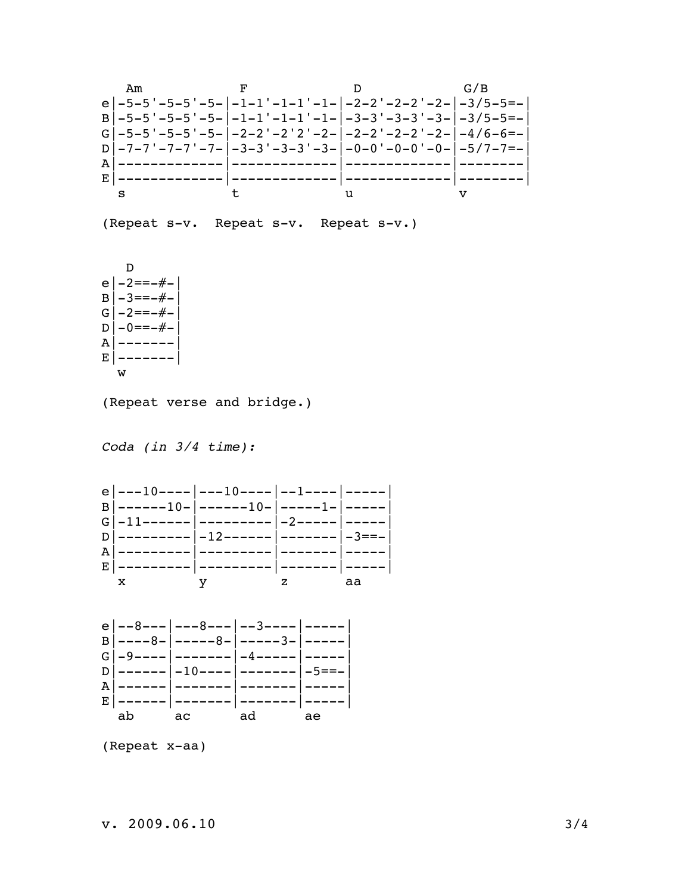```
   Am             F              D              G/B
e|-5-5'-5-5'-5-|-1-1'-1-1'-1-|-2-2'-2-2'-2-|-3/5-5=-|
B|-5-5'-5-5'-5-|-1-1'-1-1'-1-|-3-3'-3-3'-3-|-3/5-5=-|
G|-5-5'-5-5'-5-|-2-2'-2'2'-2-|-2-2'-2-2'-2-|-4/6-6=-|
D|-7-7'-7-7'-7-|-3-3'-3-3'-3-|-0-0'-0-0'-0-|-5/7-7=-|
A|-------------|-------------|-------------|--------|
E|-------------|-------------|-------------|--------|
  s             t             u             v
```

(Repeat s-v. Repeat s-v. Repeat s-v.)

```
   D
e|-2==-#-|
B|-3==-#-|
G|-2==-#-|
D|-0==-#-|
A|-------|
E|-------|
  w
```

(Repeat verse and bridge.)

*Coda (in 3/4 time):*

```
e|---10----|---10----|--1----|-----|
B|------10-|------10-|-----1-|-----|
G|-11------|---------|-2-----|-----|
D|---------|-12------|-------|-3==-|
A|---------|---------|-------|-----|
E|---------|---------|-------|-----|
  x         y         z       aa
```

```
e|--8---|---8---|--3----|-----|
B|----8-|-----8-|-----3-|-----|
G|-9----|-------|-4-----|-----|
D|------|-10----|-------|-5==-|
A|------|-------|-------|-----|
E|------|-------|-------|-----|
  ab     ac      ad      ae
```

(Repeat x-aa)

v. 2009.06.10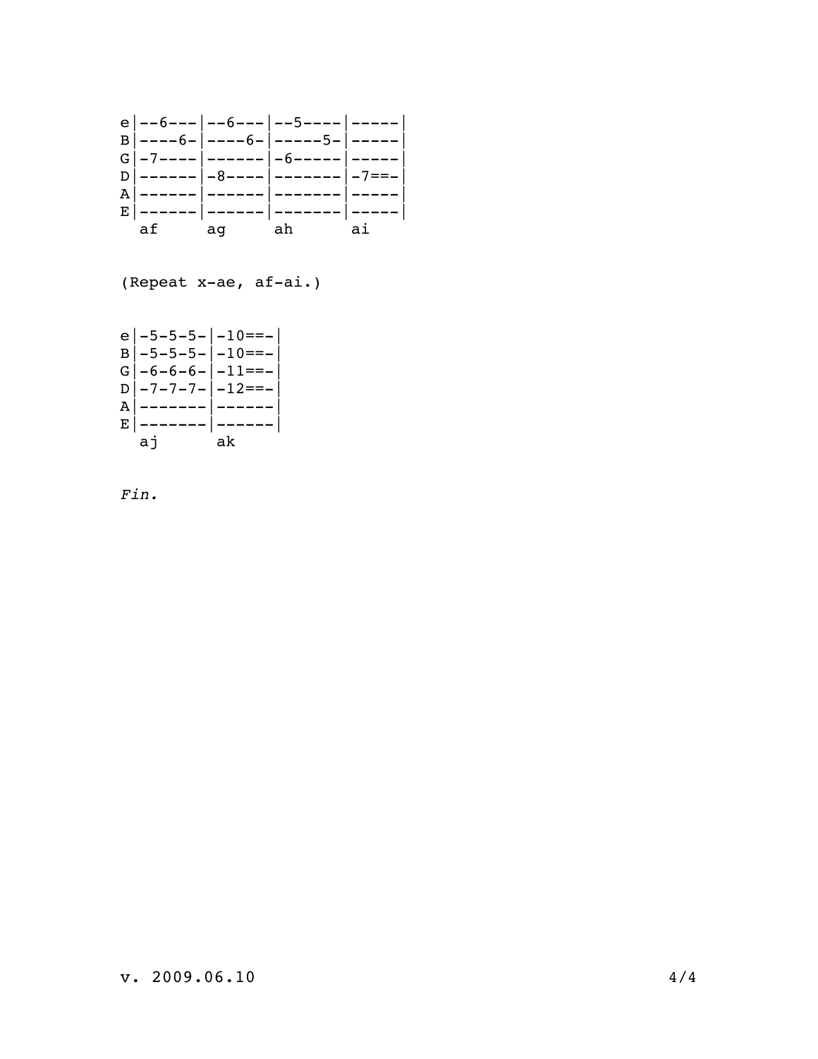```
e|--6---|--6---|--5----|-----|
B|----6-|----6-|-----5-|-----|
G|-7----|------|-6-----|-----|
D|------|-8----|-------|-7==-|
A|------|------|-------|-----|
E|------|------|-------|-----|
  af     ag     ah      ai
```

(Repeat x-ae, af-ai.)

```
e|-5-5-5-|-10==-|
B|-5-5-5-|-10==-|
G|-6-6-6-|-11==-|
D|-7-7-7-|-12==-|
A|-------|------|
E|-------|------|
  aj      ak
```

*Fin.*

v. 2009.06.10